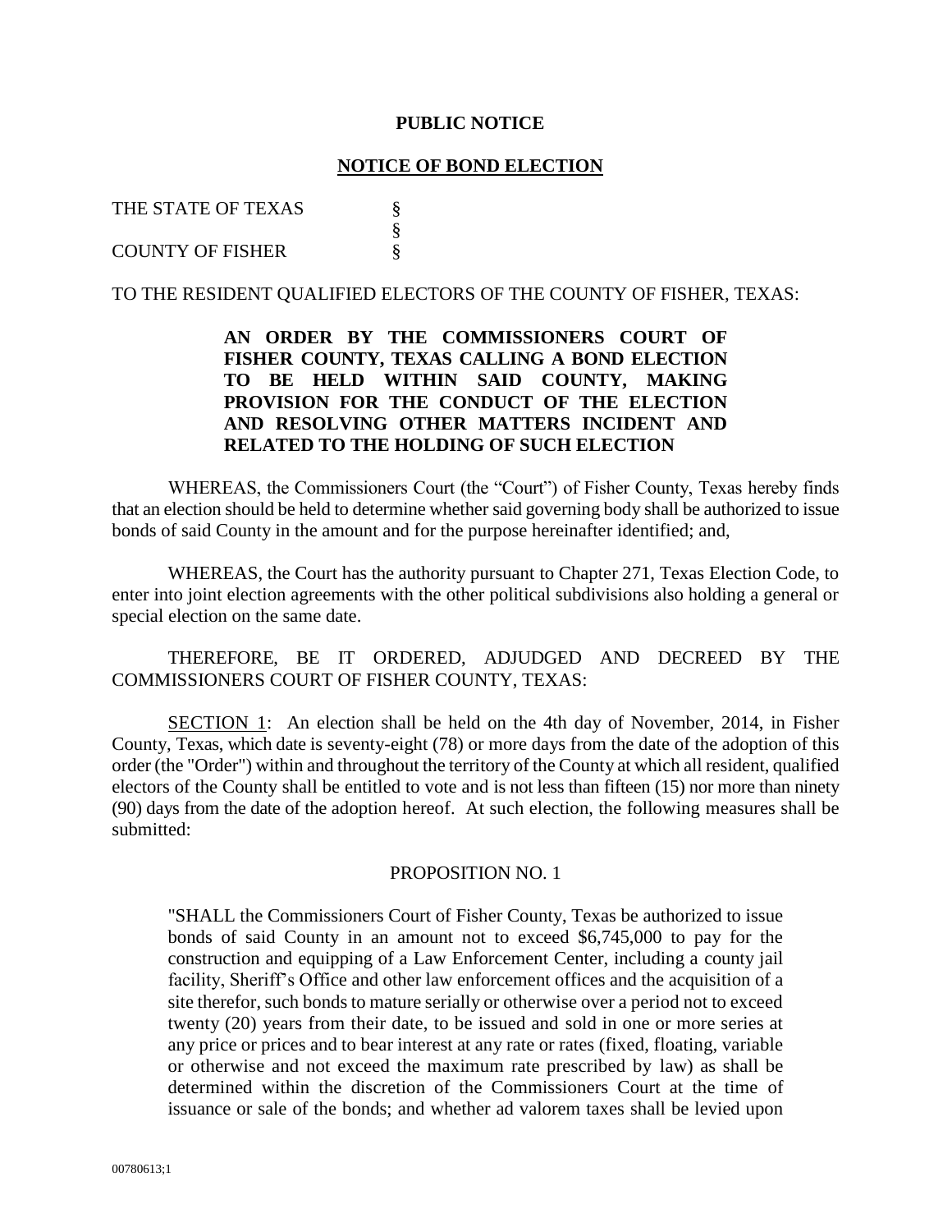**PUBLIC NOTICE**

**NOTICE OF BOND ELECTION**

THE STATE OF TEXAS §
§
COUNTY OF FISHER §

TO THE RESIDENT QUALIFIED ELECTORS OF THE COUNTY OF FISHER, TEXAS:

**AN ORDER BY THE COMMISSIONERS COURT OF FISHER COUNTY, TEXAS CALLING A BOND ELECTION TO BE HELD WITHIN SAID COUNTY, MAKING PROVISION FOR THE CONDUCT OF THE ELECTION AND RESOLVING OTHER MATTERS INCIDENT AND RELATED TO THE HOLDING OF SUCH ELECTION**

WHEREAS, the Commissioners Court (the "Court") of Fisher County, Texas hereby finds that an election should be held to determine whether said governing body shall be authorized to issue bonds of said County in the amount and for the purpose hereinafter identified; and,

WHEREAS, the Court has the authority pursuant to Chapter 271, Texas Election Code, to enter into joint election agreements with the other political subdivisions also holding a general or special election on the same date.

THEREFORE, BE IT ORDERED, ADJUDGED AND DECREED BY THE COMMISSIONERS COURT OF FISHER COUNTY, TEXAS:

SECTION 1: An election shall be held on the 4th day of November, 2014, in Fisher County, Texas, which date is seventy-eight (78) or more days from the date of the adoption of this order (the "Order") within and throughout the territory of the County at which all resident, qualified electors of the County shall be entitled to vote and is not less than fifteen (15) nor more than ninety (90) days from the date of the adoption hereof. At such election, the following measures shall be submitted:

PROPOSITION NO. 1

"SHALL the Commissioners Court of Fisher County, Texas be authorized to issue bonds of said County in an amount not to exceed $6,745,000 to pay for the construction and equipping of a Law Enforcement Center, including a county jail facility, Sheriff's Office and other law enforcement offices and the acquisition of a site therefor, such bonds to mature serially or otherwise over a period not to exceed twenty (20) years from their date, to be issued and sold in one or more series at any price or prices and to bear interest at any rate or rates (fixed, floating, variable or otherwise and not exceed the maximum rate prescribed by law) as shall be determined within the discretion of the Commissioners Court at the time of issuance or sale of the bonds; and whether ad valorem taxes shall be levied upon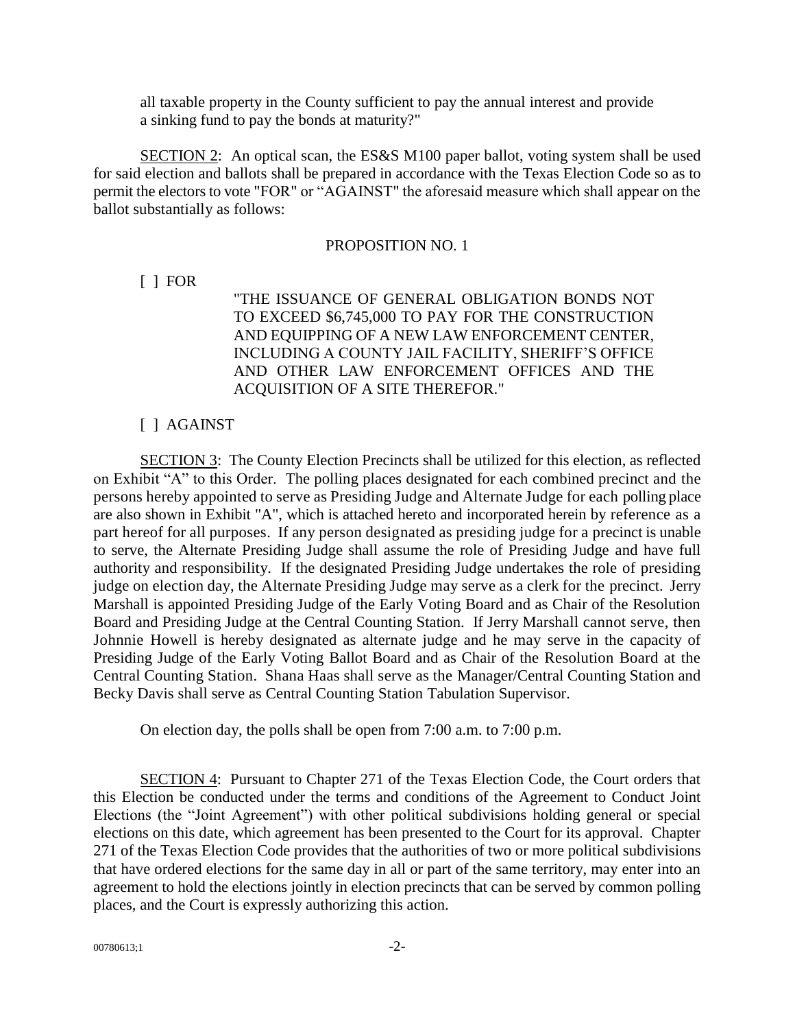all taxable property in the County sufficient to pay the annual interest and provide a sinking fund to pay the bonds at maturity?"

SECTION 2: An optical scan, the ES&S M100 paper ballot, voting system shall be used for said election and ballots shall be prepared in accordance with the Texas Election Code so as to permit the electors to vote "FOR" or "AGAINST" the aforesaid measure which shall appear on the ballot substantially as follows:

PROPOSITION NO. 1

[ ] FOR

"THE ISSUANCE OF GENERAL OBLIGATION BONDS NOT TO EXCEED $6,745,000 TO PAY FOR THE CONSTRUCTION AND EQUIPPING OF A NEW LAW ENFORCEMENT CENTER, INCLUDING A COUNTY JAIL FACILITY, SHERIFF'S OFFICE AND OTHER LAW ENFORCEMENT OFFICES AND THE ACQUISITION OF A SITE THEREFOR."

[ ] AGAINST

SECTION 3: The County Election Precincts shall be utilized for this election, as reflected on Exhibit "A" to this Order. The polling places designated for each combined precinct and the persons hereby appointed to serve as Presiding Judge and Alternate Judge for each polling place are also shown in Exhibit "A", which is attached hereto and incorporated herein by reference as a part hereof for all purposes. If any person designated as presiding judge for a precinct is unable to serve, the Alternate Presiding Judge shall assume the role of Presiding Judge and have full authority and responsibility. If the designated Presiding Judge undertakes the role of presiding judge on election day, the Alternate Presiding Judge may serve as a clerk for the precinct. Jerry Marshall is appointed Presiding Judge of the Early Voting Board and as Chair of the Resolution Board and Presiding Judge at the Central Counting Station. If Jerry Marshall cannot serve, then Johnnie Howell is hereby designated as alternate judge and he may serve in the capacity of Presiding Judge of the Early Voting Ballot Board and as Chair of the Resolution Board at the Central Counting Station. Shana Haas shall serve as the Manager/Central Counting Station and Becky Davis shall serve as Central Counting Station Tabulation Supervisor.

On election day, the polls shall be open from 7:00 a.m. to 7:00 p.m.

SECTION 4: Pursuant to Chapter 271 of the Texas Election Code, the Court orders that this Election be conducted under the terms and conditions of the Agreement to Conduct Joint Elections (the "Joint Agreement") with other political subdivisions holding general or special elections on this date, which agreement has been presented to the Court for its approval. Chapter 271 of the Texas Election Code provides that the authorities of two or more political subdivisions that have ordered elections for the same day in all or part of the same territory, may enter into an agreement to hold the elections jointly in election precincts that can be served by common polling places, and the Court is expressly authorizing this action.

00780613;1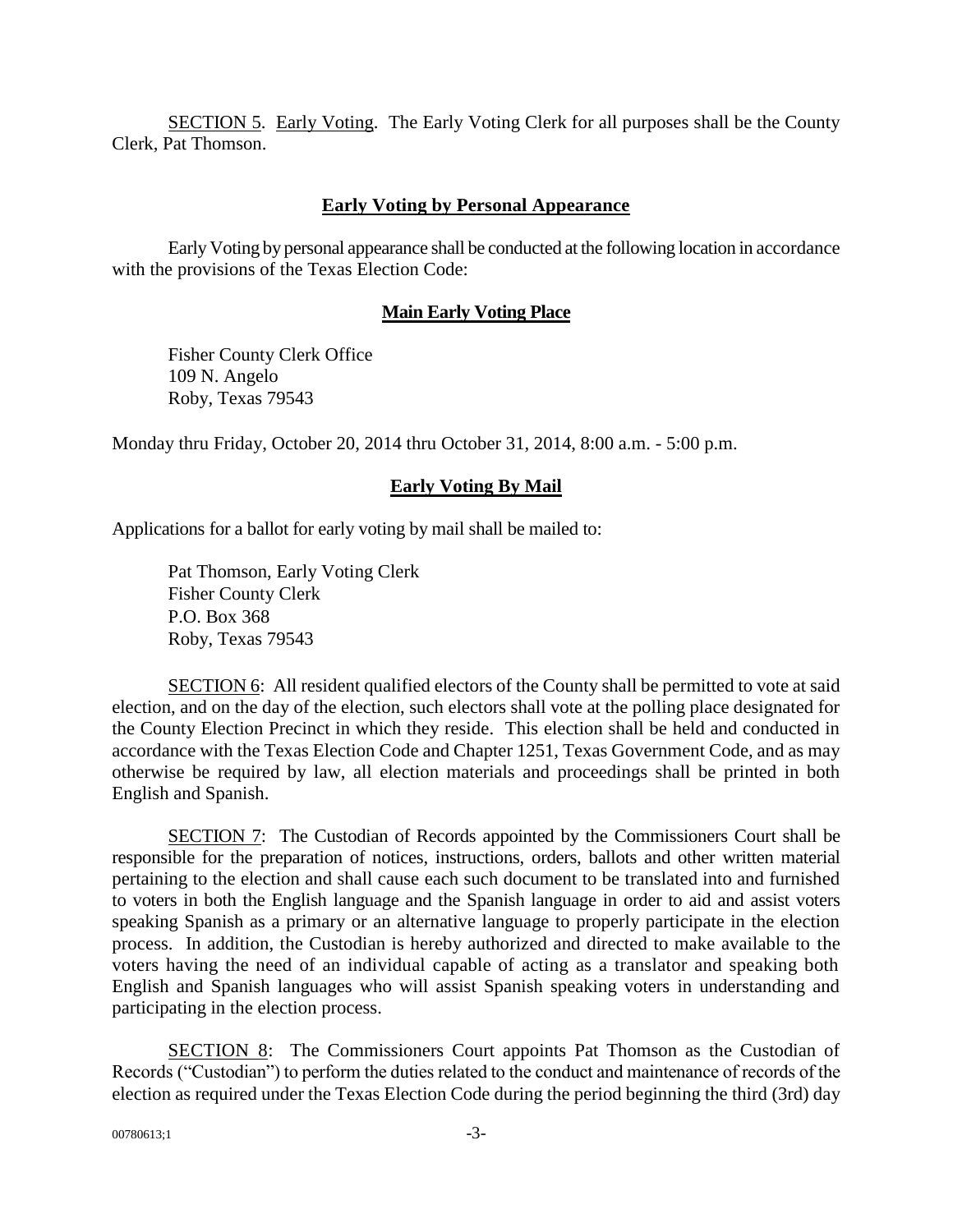SECTION 5. Early Voting. The Early Voting Clerk for all purposes shall be the County Clerk, Pat Thomson.

**Early Voting by Personal Appearance**

Early Voting by personal appearance shall be conducted at the following location in accordance with the provisions of the Texas Election Code:

**Main Early Voting Place**

Fisher County Clerk Office
109 N. Angelo
Roby, Texas 79543

Monday thru Friday, October 20, 2014 thru October 31, 2014, 8:00 a.m. - 5:00 p.m.

**Early Voting By Mail**

Applications for a ballot for early voting by mail shall be mailed to:

Pat Thomson, Early Voting Clerk
Fisher County Clerk
P.O. Box 368
Roby, Texas 79543

SECTION 6: All resident qualified electors of the County shall be permitted to vote at said election, and on the day of the election, such electors shall vote at the polling place designated for the County Election Precinct in which they reside. This election shall be held and conducted in accordance with the Texas Election Code and Chapter 1251, Texas Government Code, and as may otherwise be required by law, all election materials and proceedings shall be printed in both English and Spanish.

SECTION 7: The Custodian of Records appointed by the Commissioners Court shall be responsible for the preparation of notices, instructions, orders, ballots and other written material pertaining to the election and shall cause each such document to be translated into and furnished to voters in both the English language and the Spanish language in order to aid and assist voters speaking Spanish as a primary or an alternative language to properly participate in the election process. In addition, the Custodian is hereby authorized and directed to make available to the voters having the need of an individual capable of acting as a translator and speaking both English and Spanish languages who will assist Spanish speaking voters in understanding and participating in the election process.

SECTION 8: The Commissioners Court appoints Pat Thomson as the Custodian of Records ("Custodian") to perform the duties related to the conduct and maintenance of records of the election as required under the Texas Election Code during the period beginning the third (3rd) day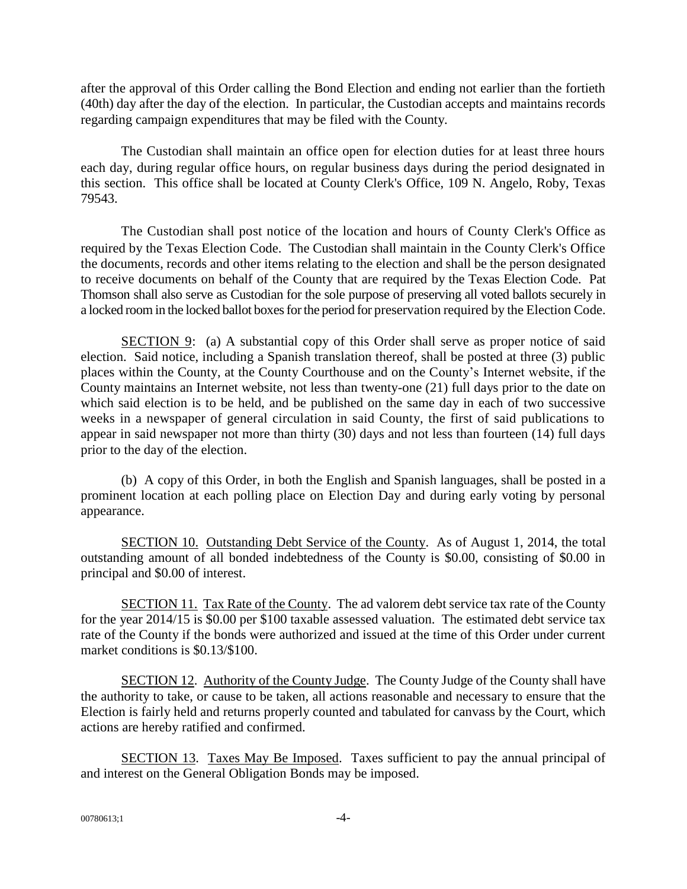after the approval of this Order calling the Bond Election and ending not earlier than the fortieth (40th) day after the day of the election. In particular, the Custodian accepts and maintains records regarding campaign expenditures that may be filed with the County.

The Custodian shall maintain an office open for election duties for at least three hours each day, during regular office hours, on regular business days during the period designated in this section. This office shall be located at County Clerk's Office, 109 N. Angelo, Roby, Texas 79543.

The Custodian shall post notice of the location and hours of County Clerk's Office as required by the Texas Election Code. The Custodian shall maintain in the County Clerk's Office the documents, records and other items relating to the election and shall be the person designated to receive documents on behalf of the County that are required by the Texas Election Code. Pat Thomson shall also serve as Custodian for the sole purpose of preserving all voted ballots securely in a locked room in the locked ballot boxes for the period for preservation required by the Election Code.

SECTION 9: (a) A substantial copy of this Order shall serve as proper notice of said election. Said notice, including a Spanish translation thereof, shall be posted at three (3) public places within the County, at the County Courthouse and on the County's Internet website, if the County maintains an Internet website, not less than twenty-one (21) full days prior to the date on which said election is to be held, and be published on the same day in each of two successive weeks in a newspaper of general circulation in said County, the first of said publications to appear in said newspaper not more than thirty (30) days and not less than fourteen (14) full days prior to the day of the election.

(b) A copy of this Order, in both the English and Spanish languages, shall be posted in a prominent location at each polling place on Election Day and during early voting by personal appearance.

SECTION 10. Outstanding Debt Service of the County. As of August 1, 2014, the total outstanding amount of all bonded indebtedness of the County is $0.00, consisting of $0.00 in principal and $0.00 of interest.

SECTION 11. Tax Rate of the County. The ad valorem debt service tax rate of the County for the year 2014/15 is $0.00 per $100 taxable assessed valuation. The estimated debt service tax rate of the County if the bonds were authorized and issued at the time of this Order under current market conditions is $0.13/$100.

SECTION 12. Authority of the County Judge. The County Judge of the County shall have the authority to take, or cause to be taken, all actions reasonable and necessary to ensure that the Election is fairly held and returns properly counted and tabulated for canvass by the Court, which actions are hereby ratified and confirmed.

SECTION 13. Taxes May Be Imposed. Taxes sufficient to pay the annual principal of and interest on the General Obligation Bonds may be imposed.

00780613;1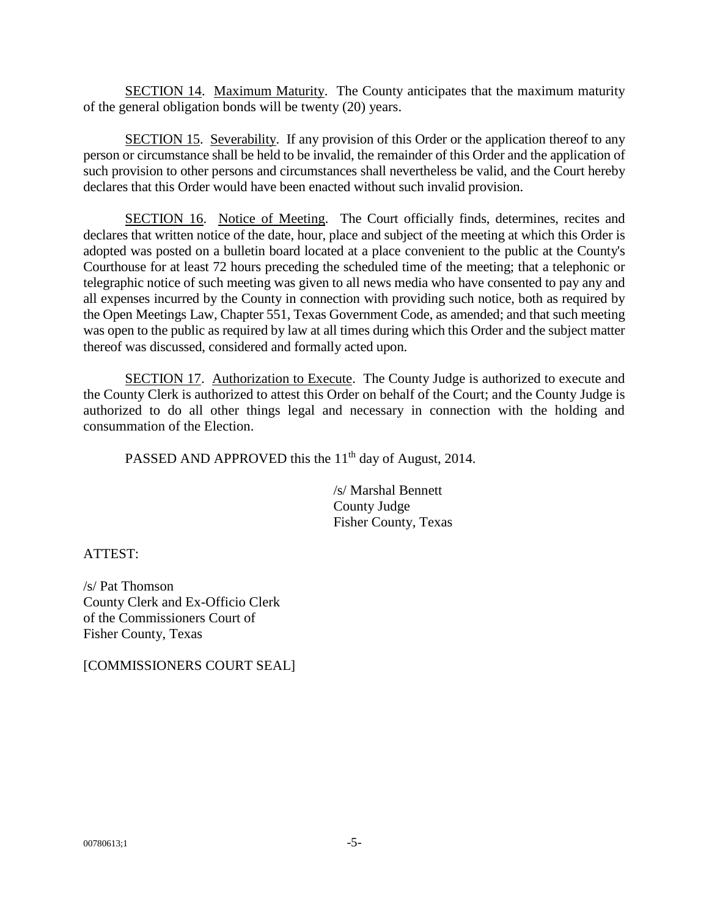SECTION 14. Maximum Maturity. The County anticipates that the maximum maturity of the general obligation bonds will be twenty (20) years.

SECTION 15. Severability. If any provision of this Order or the application thereof to any person or circumstance shall be held to be invalid, the remainder of this Order and the application of such provision to other persons and circumstances shall nevertheless be valid, and the Court hereby declares that this Order would have been enacted without such invalid provision.

SECTION 16. Notice of Meeting. The Court officially finds, determines, recites and declares that written notice of the date, hour, place and subject of the meeting at which this Order is adopted was posted on a bulletin board located at a place convenient to the public at the County's Courthouse for at least 72 hours preceding the scheduled time of the meeting; that a telephonic or telegraphic notice of such meeting was given to all news media who have consented to pay any and all expenses incurred by the County in connection with providing such notice, both as required by the Open Meetings Law, Chapter 551, Texas Government Code, as amended; and that such meeting was open to the public as required by law at all times during which this Order and the subject matter thereof was discussed, considered and formally acted upon.

SECTION 17. Authorization to Execute. The County Judge is authorized to execute and the County Clerk is authorized to attest this Order on behalf of the Court; and the County Judge is authorized to do all other things legal and necessary in connection with the holding and consummation of the Election.

PASSED AND APPROVED this the 11th day of August, 2014.

/s/ Marshal Bennett
County Judge
Fisher County, Texas

ATTEST:

/s/ Pat Thomson
County Clerk and Ex-Officio Clerk
of the Commissioners Court of
Fisher County, Texas

[COMMISSIONERS COURT SEAL]

00780613;1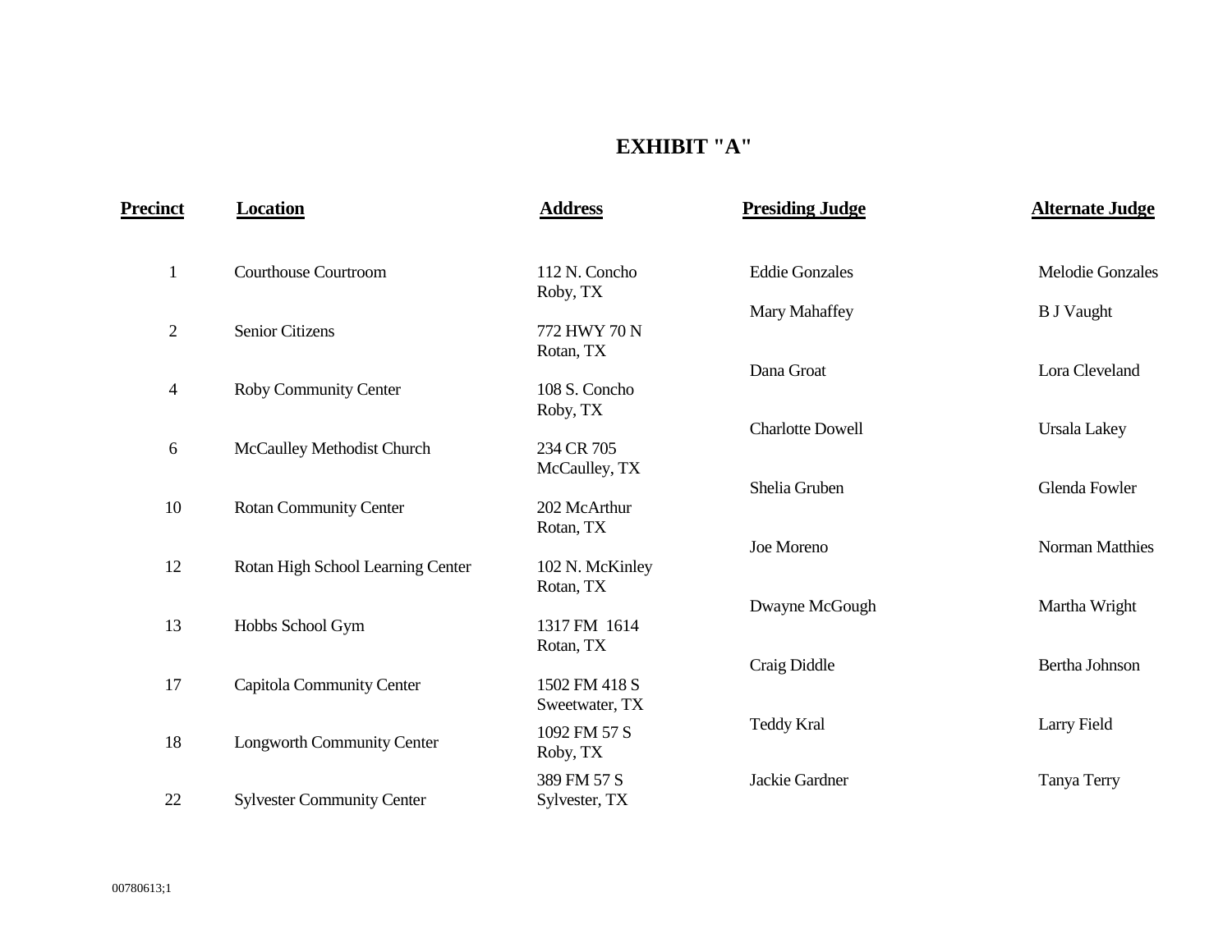# EXHIBIT "A"

| Precinct | Location | Address | Presiding Judge | Alternate Judge |
|---|---|---|---|---|
| 1 | Courthouse Courtroom | 112 N. Concho<br>Roby, TX | Eddie Gonzales | Melodie Gonzales |
| 2 | Senior Citizens | 772 HWY 70 N<br>Rotan, TX | Mary Mahaffey | B J Vaught |
| 4 | Roby Community Center | 108 S. Concho<br>Roby, TX | Dana Groat | Lora Cleveland |
| 6 | McCaulley Methodist Church | 234 CR 705<br>McCaulley, TX | Charlotte Dowell | Ursala Lakey |
| 10 | Rotan Community Center | 202 McArthur<br>Rotan, TX | Shelia Gruben | Glenda Fowler |
| 12 | Rotan High School Learning Center | 102 N. McKinley<br>Rotan, TX | Joe Moreno | Norman Matthies |
| 13 | Hobbs School Gym | 1317 FM 1614<br>Rotan, TX | Dwayne McGough | Martha Wright |
| 17 | Capitola Community Center | 1502 FM 418 S<br>Sweetwater, TX | Craig Diddle | Bertha Johnson |
| 18 | Longworth Community Center | 1092 FM 57 S<br>Roby, TX | Teddy Kral | Larry Field |
| 22 | Sylvester Community Center | 389 FM 57 S<br>Sylvester, TX | Jackie Gardner | Tanya Terry |